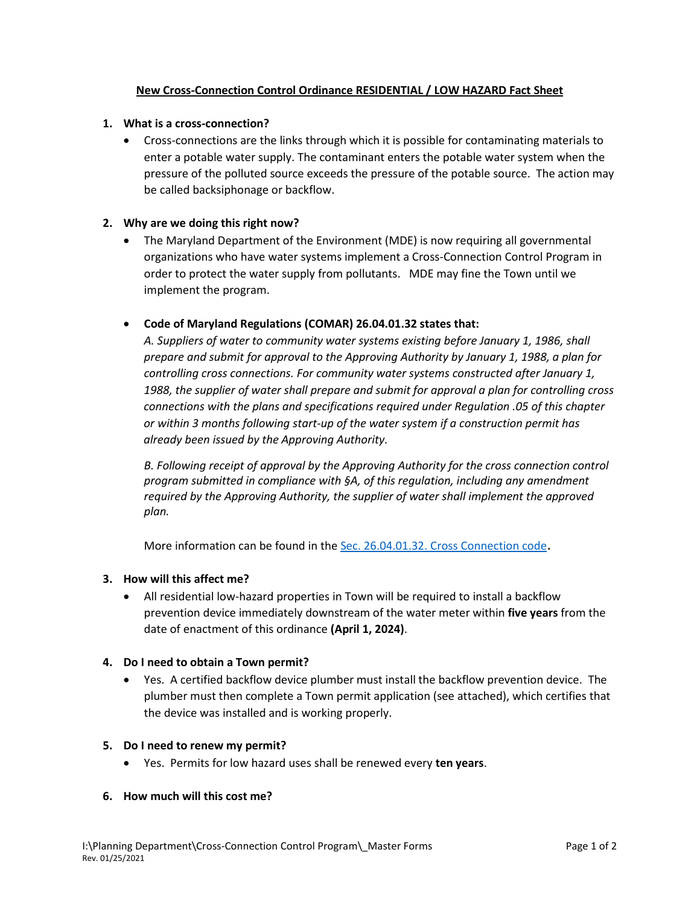# New Cross-Connection Control Ordinance RESIDENTIAL / LOW HAZARD Fact Sheet

1. **What is a cross-connection?**
   - Cross-connections are the links through which it is possible for contaminating materials to enter a potable water supply. The contaminant enters the potable water system when the pressure of the polluted source exceeds the pressure of the potable source. The action may be called backsiphonage or backflow.

2. **Why are we doing this right now?**
   - The Maryland Department of the Environment (MDE) is now requiring all governmental organizations who have water systems implement a Cross-Connection Control Program in order to protect the water supply from pollutants. MDE may fine the Town until we implement the program.

   - **Code of Maryland Regulations (COMAR) 26.04.01.32 states that:**

     *A. Suppliers of water to community water systems existing before January 1, 1986, shall prepare and submit for approval to the Approving Authority by January 1, 1988, a plan for controlling cross connections. For community water systems constructed after January 1, 1988, the supplier of water shall prepare and submit for approval a plan for controlling cross connections with the plans and specifications required under Regulation .05 of this chapter or within 3 months following start-up of the water system if a construction permit has already been issued by the Approving Authority.*

     *B. Following receipt of approval by the Approving Authority for the cross connection control program submitted in compliance with §A, of this regulation, including any amendment required by the Approving Authority, the supplier of water shall implement the approved plan.*

     More information can be found in the [Sec. 26.04.01.32. Cross Connection code]**.**

3. **How will this affect me?**
   - All residential low-hazard properties in Town will be required to install a backflow prevention device immediately downstream of the water meter within **five years** from the date of enactment of this ordinance **(April 1, 2024)**.

4. **Do I need to obtain a Town permit?**
   - Yes. A certified backflow device plumber must install the backflow prevention device. The plumber must then complete a Town permit application (see attached), which certifies that the device was installed and is working properly.

5. **Do I need to renew my permit?**
   - Yes. Permits for low hazard uses shall be renewed every **ten years**.

6. **How much will this cost me?**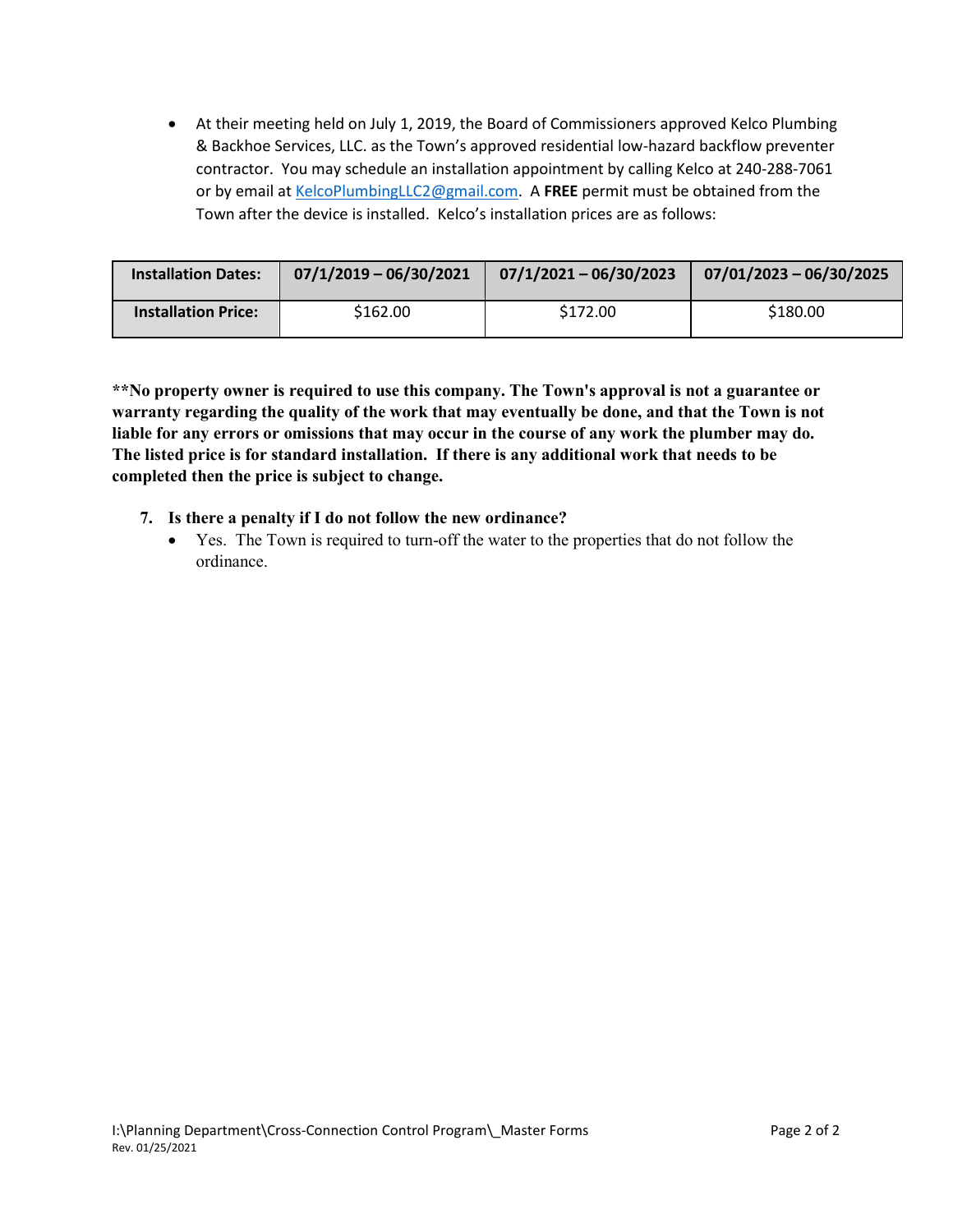- At their meeting held on July 1, 2019, the Board of Commissioners approved Kelco Plumbing & Backhoe Services, LLC. as the Town's approved residential low-hazard backflow preventer contractor. You may schedule an installation appointment by calling Kelco at 240-288-7061 or by email at KelcoPlumbingLLC2@gmail.com. A **FREE** permit must be obtained from the Town after the device is installed. Kelco's installation prices are as follows:

| **Installation Dates:** | **07/1/2019 – 06/30/2021** | **07/1/2021 – 06/30/2023** | **07/01/2023 – 06/30/2025** |
|---|---|---|---|
| **Installation Price:** | $162.00 | $172.00 | $180.00 |

****No property owner is required to use this company. The Town's approval is not a guarantee or warranty regarding the quality of the work that may eventually be done, and that the Town is not liable for any errors or omissions that may occur in the course of any work the plumber may do. The listed price is for standard installation. If there is any additional work that needs to be completed then the price is subject to change.**

7. **Is there a penalty if I do not follow the new ordinance?**
   - Yes. The Town is required to turn-off the water to the properties that do not follow the ordinance.

I:\Planning Department\Cross-Connection Control Program\_Master Forms
Rev. 01/25/2021